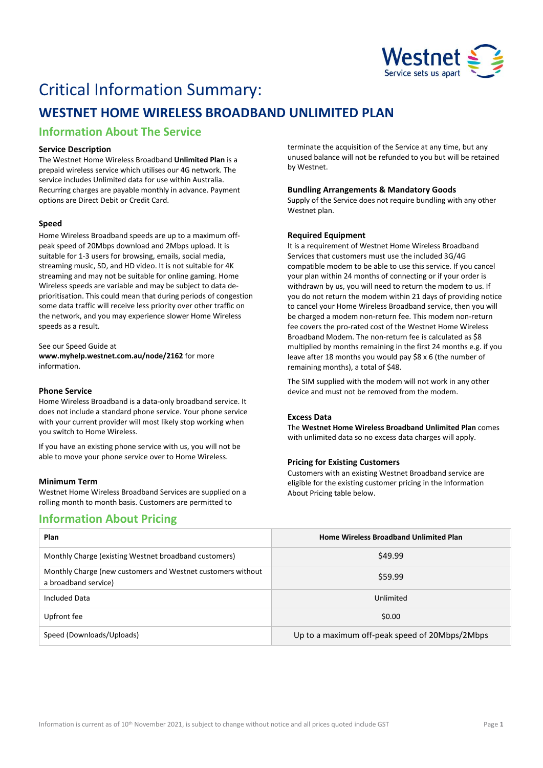# Critical Information Summary:

## WESTNET HOME WIRELESS BROADBAND UNLIMITED PLAN

### Information About The Service

**Service Description**

The Westnet Home Wireless Broadband **Unlimited Plan** is a prepaid wireless service which utilises our 4G network. The service includes Unlimited data for use within Australia. Recurring charges are payable monthly in advance. Payment options are Direct Debit or Credit Card.

**Speed**

Home Wireless Broadband speeds are up to a maximum off-peak speed of 20Mbps download and 2Mbps upload. It is suitable for 1-3 users for browsing, emails, social media, streaming music, SD, and HD video. It is not suitable for 4K streaming and may not be suitable for online gaming. Home Wireless speeds are variable and may be subject to data de-prioritisation. This could mean that during periods of congestion some data traffic will receive less priority over other traffic on the network, and you may experience slower Home Wireless speeds as a result.

See our Speed Guide at **www.myhelp.westnet.com.au/node/2162** for more information.

**Phone Service**

Home Wireless Broadband is a data-only broadband service. It does not include a standard phone service. Your phone service with your current provider will most likely stop working when you switch to Home Wireless.

If you have an existing phone service with us, you will not be able to move your phone service over to Home Wireless.

**Minimum Term**

Westnet Home Wireless Broadband Services are supplied on a rolling month to month basis. Customers are permitted to terminate the acquisition of the Service at any time, but any unused balance will not be refunded to you but will be retained by Westnet.

**Bundling Arrangements & Mandatory Goods**

Supply of the Service does not require bundling with any other Westnet plan.

**Required Equipment**

It is a requirement of Westnet Home Wireless Broadband Services that customers must use the included 3G/4G compatible modem to be able to use this service. If you cancel your plan within 24 months of connecting or if your order is withdrawn by us, you will need to return the modem to us. If you do not return the modem within 21 days of providing notice to cancel your Home Wireless Broadband service, then you will be charged a modem non-return fee. This modem non-return fee covers the pro-rated cost of the Westnet Home Wireless Broadband Modem. The non-return fee is calculated as $8 multiplied by months remaining in the first 24 months e.g. if you leave after 18 months you would pay $8 x 6 (the number of remaining months), a total of $48.

The SIM supplied with the modem will not work in any other device and must not be removed from the modem.

**Excess Data**

The **Westnet Home Wireless Broadband Unlimited Plan** comes with unlimited data so no excess data charges will apply.

**Pricing for Existing Customers**

Customers with an existing Westnet Broadband service are eligible for the existing customer pricing in the Information About Pricing table below.

### Information About Pricing

| Plan | Home Wireless Broadband Unlimited Plan |
|---|---|
| Monthly Charge (existing Westnet broadband customers) | $49.99 |
| Monthly Charge (new customers and Westnet customers without a broadband service) | $59.99 |
| Included Data | Unlimited |
| Upfront fee | $0.00 |
| Speed (Downloads/Uploads) | Up to a maximum off-peak speed of 20Mbps/2Mbps |

Information is current as of 10th November 2021, is subject to change without notice and all prices quoted include GST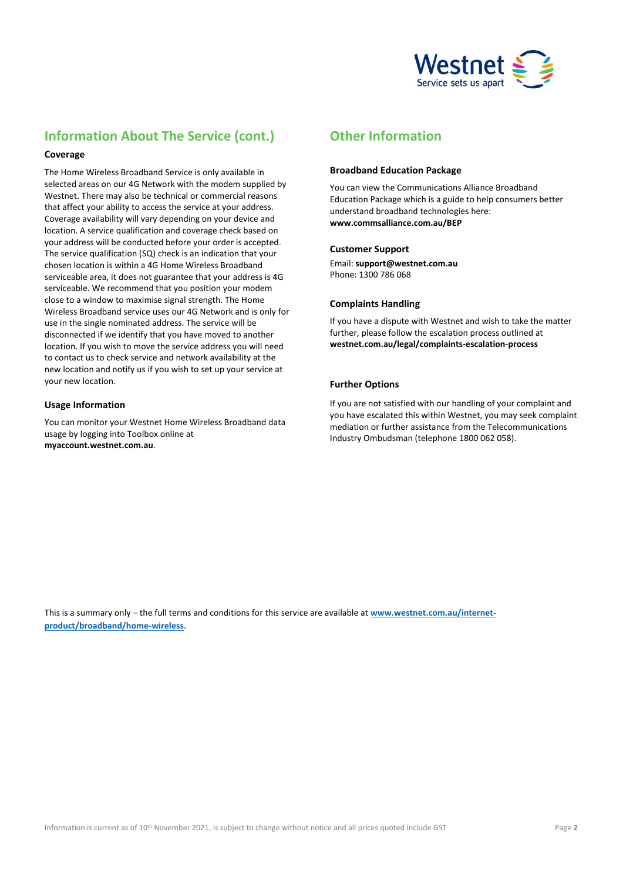## Information About The Service (cont.)

### Coverage

The Home Wireless Broadband Service is only available in selected areas on our 4G Network with the modem supplied by Westnet. There may also be technical or commercial reasons that affect your ability to access the service at your address. Coverage availability will vary depending on your device and location. A service qualification and coverage check based on your address will be conducted before your order is accepted. The service qualification (SQ) check is an indication that your chosen location is within a 4G Home Wireless Broadband serviceable area, it does not guarantee that your address is 4G serviceable. We recommend that you position your modem close to a window to maximise signal strength. The Home Wireless Broadband service uses our 4G Network and is only for use in the single nominated address. The service will be disconnected if we identify that you have moved to another location. If you wish to move the service address you will need to contact us to check service and network availability at the new location and notify us if you wish to set up your service at your new location.

### Usage Information

You can monitor your Westnet Home Wireless Broadband data usage by logging into Toolbox online at **myaccount.westnet.com.au**.

## Other Information

### Broadband Education Package

You can view the Communications Alliance Broadband Education Package which is a guide to help consumers better understand broadband technologies here: **www.commsalliance.com.au/BEP**

### Customer Support

Email: **support@westnet.com.au**
Phone: 1300 786 068

### Complaints Handling

If you have a dispute with Westnet and wish to take the matter further, please follow the escalation process outlined at **westnet.com.au/legal/complaints-escalation-process**

### Further Options

If you are not satisfied with our handling of your complaint and you have escalated this within Westnet, you may seek complaint mediation or further assistance from the Telecommunications Industry Ombudsman (telephone 1800 062 058).

This is a summary only – the full terms and conditions for this service are available at **www.westnet.com.au/internet-product/broadband/home-wireless**.

Information is current as of 10th November 2021, is subject to change without notice and all prices quoted include GST